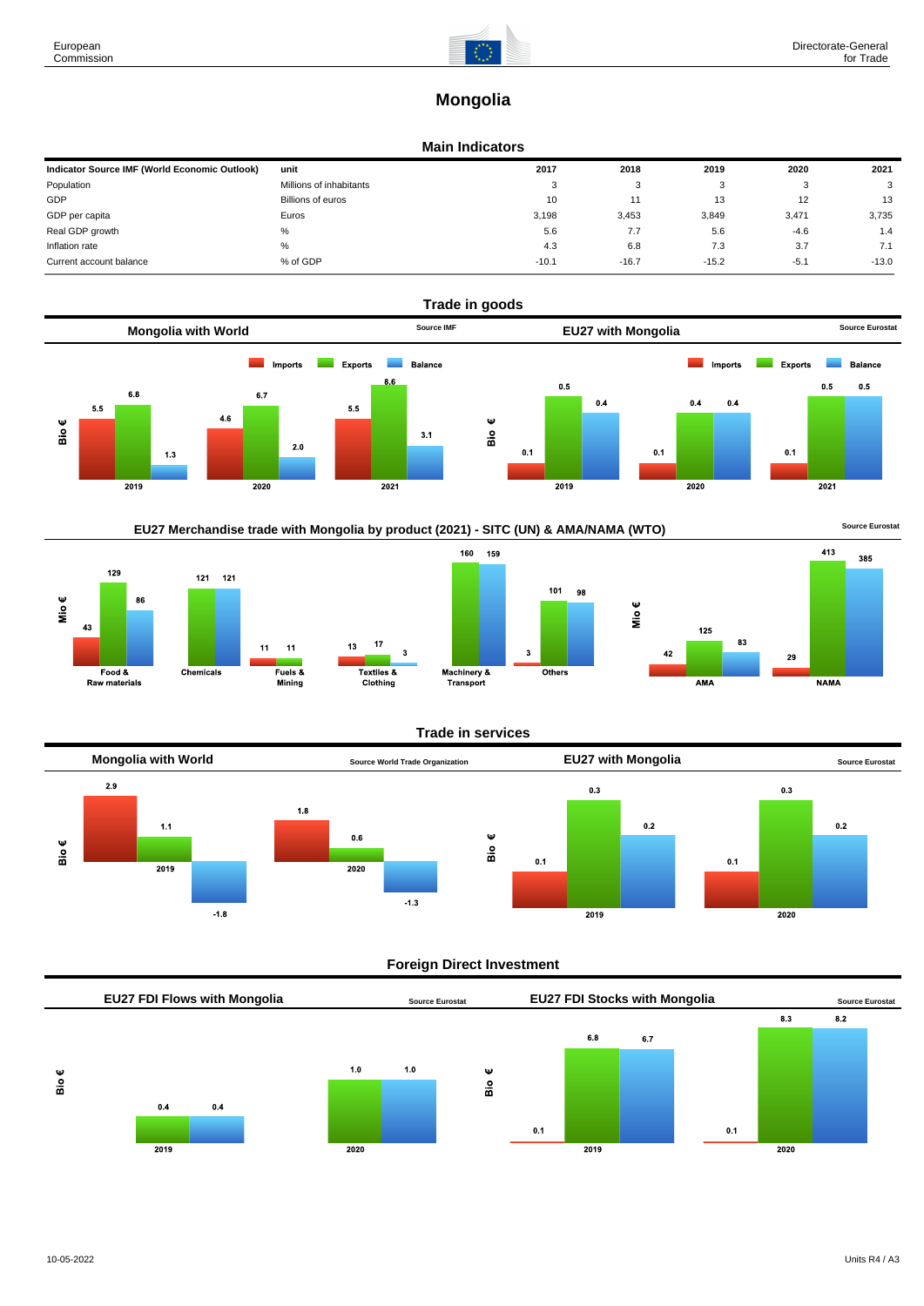# Mongolia

## Main Indicators

| Indicator Source IMF (World Economic Outlook) | unit | 2017 | 2018 | 2019 | 2020 | 2021 |
|---|---|---|---|---|---|---|
| Population | Millions of inhabitants | 3 | 3 | 3 | 3 | 3 |
| GDP | Billions of euros | 10 | 11 | 13 | 12 | 13 |
| GDP per capita | Euros | 3,198 | 3,453 | 3,849 | 3,471 | 3,735 |
| Real GDP growth | % | 5.6 | 7.7 | 5.6 | -4.6 | 1.4 |
| Inflation rate | % | 4.3 | 6.8 | 7.3 | 3.7 | 7.1 |
| Current account balance | % of GDP | -10.1 | -16.7 | -15.2 | -5.1 | -13.0 |

## Trade in goods

### Mongolia with World

Source IMF

Bio €

| | Imports | Exports | Balance |
|---|---|---|---|
| 2019 | 5.5 | 6.8 | 1.3 |
| 2020 | 4.6 | 6.7 | 2.0 |
| 2021 | 5.5 | 8.6 | 3.1 |

### EU27 with Mongolia

Source Eurostat

Bio €

| | Imports | Exports | Balance |
|---|---|---|---|
| 2019 | 0.1 | 0.5 | 0.4 |
| 2020 | 0.1 | 0.4 | 0.4 |
| 2021 | 0.1 | 0.5 | 0.5 |

### EU27 Merchandise trade with Mongolia by product (2021) - SITC (UN) & AMA/NAMA (WTO)

Source Eurostat

Mio €

| | Imports | Exports | Balance |
|---|---|---|---|
| Food & Raw materials | 43 | 129 | 86 |
| Chemicals | | 121 | 121 |
| Fuels & Mining | 11 | 11 | |
| Textiles & Clothing | 13 | 17 | 3 |
| Machinery & Transport | | 160 | 159 |
| Others | 3 | 101 | 98 |

Mio €

| | Imports | Exports | Balance |
|---|---|---|---|
| AMA | 42 | 125 | 83 |
| NAMA | 29 | 413 | 385 |

## Trade in services

### Mongolia with World

Source World Trade Organization

Bio €

| | Imports | Exports | Balance |
|---|---|---|---|
| 2019 | 2.9 | 1.1 | -1.8 |
| 2020 | 1.8 | 0.6 | -1.3 |

### EU27 with Mongolia

Source Eurostat

Bio €

| | Imports | Exports | Balance |
|---|---|---|---|
| 2019 | 0.1 | 0.3 | 0.2 |
| 2020 | 0.1 | 0.3 | 0.2 |

## Foreign Direct Investment

### EU27 FDI Flows with Mongolia

Source Eurostat

Bio €

| | Inward | Outward | Balance |
|---|---|---|---|
| 2019 | | 0.4 | 0.4 |
| 2020 | | 1.0 | 1.0 |

### EU27 FDI Stocks with Mongolia

Source Eurostat

Bio €

| | Inward | Outward | Balance |
|---|---|---|---|
| 2019 | 0.1 | 6.8 | 6.7 |
| 2020 | 0.1 | 8.3 | 8.2 |

10-05-2022

Units R4 / A3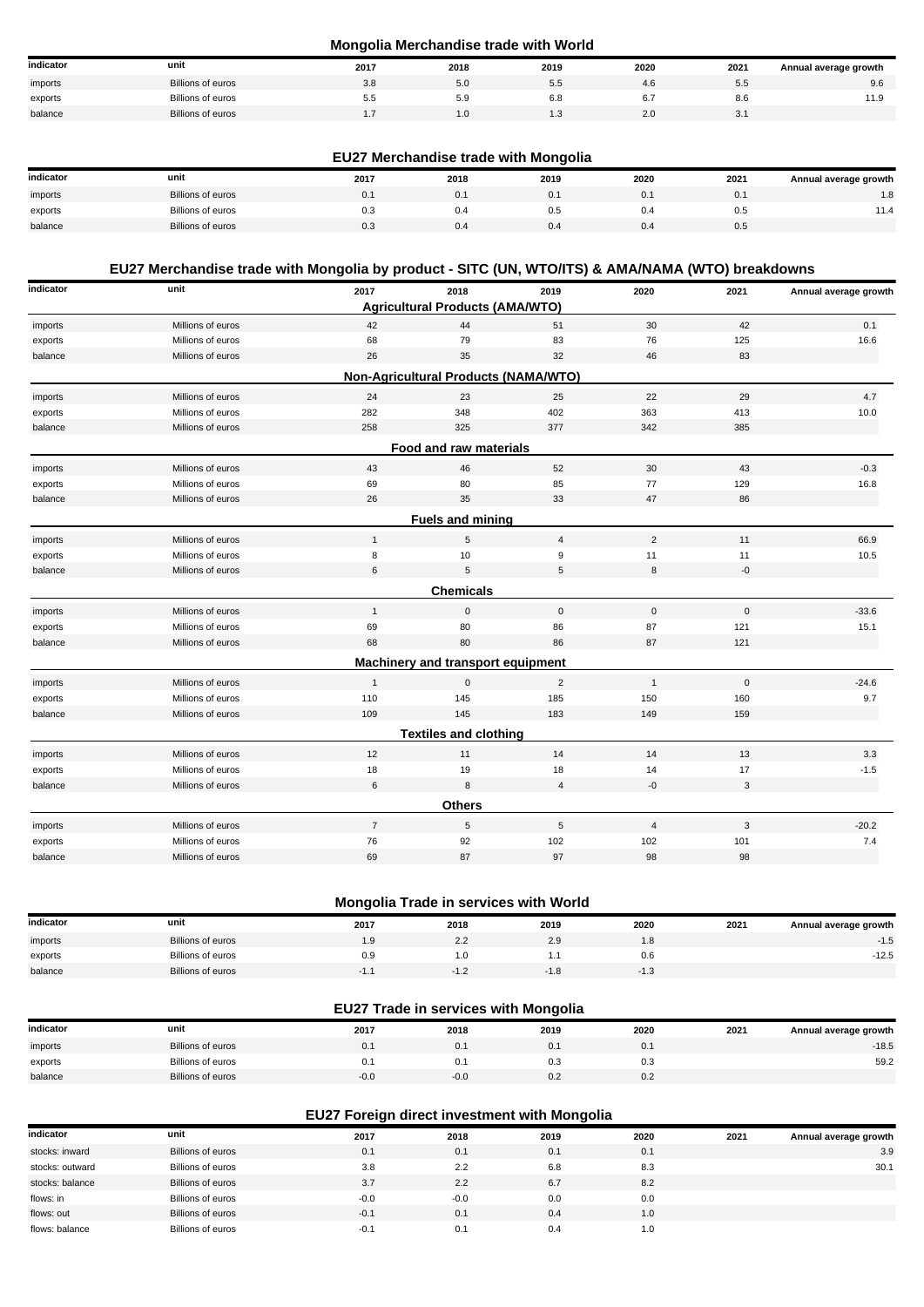## Mongolia Merchandise trade with World

| indicator | unit | 2017 | 2018 | 2019 | 2020 | 2021 | Annual average growth |
|---|---|---|---|---|---|---|---|
| imports | Billions of euros | 3.8 | 5.0 | 5.5 | 4.6 | 5.5 | 9.6 |
| exports | Billions of euros | 5.5 | 5.9 | 6.8 | 6.7 | 8.6 | 11.9 |
| balance | Billions of euros | 1.7 | 1.0 | 1.3 | 2.0 | 3.1 | |

## EU27 Merchandise trade with Mongolia

| indicator | unit | 2017 | 2018 | 2019 | 2020 | 2021 | Annual average growth |
|---|---|---|---|---|---|---|---|
| imports | Billions of euros | 0.1 | 0.1 | 0.1 | 0.1 | 0.1 | 1.8 |
| exports | Billions of euros | 0.3 | 0.4 | 0.5 | 0.4 | 0.5 | 11.4 |
| balance | Billions of euros | 0.3 | 0.4 | 0.4 | 0.4 | 0.5 | |

## EU27 Merchandise trade with Mongolia by product - SITC (UN, WTO/ITS) & AMA/NAMA (WTO) breakdowns

| indicator | unit | 2017 | 2018 | 2019 | 2020 | 2021 | Annual average growth |
|---|---|---|---|---|---|---|---|
| | | | **Agricultural Products (AMA/WTO)** | | | | |
| imports | Millions of euros | 42 | 44 | 51 | 30 | 42 | 0.1 |
| exports | Millions of euros | 68 | 79 | 83 | 76 | 125 | 16.6 |
| balance | Millions of euros | 26 | 35 | 32 | 46 | 83 | |
| | | | **Non-Agricultural Products (NAMA/WTO)** | | | | |
| imports | Millions of euros | 24 | 23 | 25 | 22 | 29 | 4.7 |
| exports | Millions of euros | 282 | 348 | 402 | 363 | 413 | 10.0 |
| balance | Millions of euros | 258 | 325 | 377 | 342 | 385 | |
| | | | **Food and raw materials** | | | | |
| imports | Millions of euros | 43 | 46 | 52 | 30 | 43 | -0.3 |
| exports | Millions of euros | 69 | 80 | 85 | 77 | 129 | 16.8 |
| balance | Millions of euros | 26 | 35 | 33 | 47 | 86 | |
| | | | **Fuels and mining** | | | | |
| imports | Millions of euros | 1 | 5 | 4 | 2 | 11 | 66.9 |
| exports | Millions of euros | 8 | 10 | 9 | 11 | 11 | 10.5 |
| balance | Millions of euros | 6 | 5 | 5 | 8 | -0 | |
| | | | **Chemicals** | | | | |
| imports | Millions of euros | 1 | 0 | 0 | 0 | 0 | -33.6 |
| exports | Millions of euros | 69 | 80 | 86 | 87 | 121 | 15.1 |
| balance | Millions of euros | 68 | 80 | 86 | 87 | 121 | |
| | | | **Machinery and transport equipment** | | | | |
| imports | Millions of euros | 1 | 0 | 2 | 1 | 0 | -24.6 |
| exports | Millions of euros | 110 | 145 | 185 | 150 | 160 | 9.7 |
| balance | Millions of euros | 109 | 145 | 183 | 149 | 159 | |
| | | | **Textiles and clothing** | | | | |
| imports | Millions of euros | 12 | 11 | 14 | 14 | 13 | 3.3 |
| exports | Millions of euros | 18 | 19 | 18 | 14 | 17 | -1.5 |
| balance | Millions of euros | 6 | 8 | 4 | -0 | 3 | |
| | | | **Others** | | | | |
| imports | Millions of euros | 7 | 5 | 5 | 4 | 3 | -20.2 |
| exports | Millions of euros | 76 | 92 | 102 | 102 | 101 | 7.4 |
| balance | Millions of euros | 69 | 87 | 97 | 98 | 98 | |

## Mongolia Trade in services with World

| indicator | unit | 2017 | 2018 | 2019 | 2020 | 2021 | Annual average growth |
|---|---|---|---|---|---|---|---|
| imports | Billions of euros | 1.9 | 2.2 | 2.9 | 1.8 | | -1.5 |
| exports | Billions of euros | 0.9 | 1.0 | 1.1 | 0.6 | | -12.5 |
| balance | Billions of euros | -1.1 | -1.2 | -1.8 | -1.3 | | |

## EU27 Trade in services with Mongolia

| indicator | unit | 2017 | 2018 | 2019 | 2020 | 2021 | Annual average growth |
|---|---|---|---|---|---|---|---|
| imports | Billions of euros | 0.1 | 0.1 | 0.1 | 0.1 | | -18.5 |
| exports | Billions of euros | 0.1 | 0.1 | 0.3 | 0.3 | | 59.2 |
| balance | Billions of euros | -0.0 | -0.0 | 0.2 | 0.2 | | |

## EU27 Foreign direct investment with Mongolia

| indicator | unit | 2017 | 2018 | 2019 | 2020 | 2021 | Annual average growth |
|---|---|---|---|---|---|---|---|
| stocks: inward | Billions of euros | 0.1 | 0.1 | 0.1 | 0.1 | | 3.9 |
| stocks: outward | Billions of euros | 3.8 | 2.2 | 6.8 | 8.3 | | 30.1 |
| stocks: balance | Billions of euros | 3.7 | 2.2 | 6.7 | 8.2 | | |
| flows: in | Billions of euros | -0.0 | -0.0 | 0.0 | 0.0 | | |
| flows: out | Billions of euros | -0.1 | 0.1 | 0.4 | 1.0 | | |
| flows: balance | Billions of euros | -0.1 | 0.1 | 0.4 | 1.0 | | |